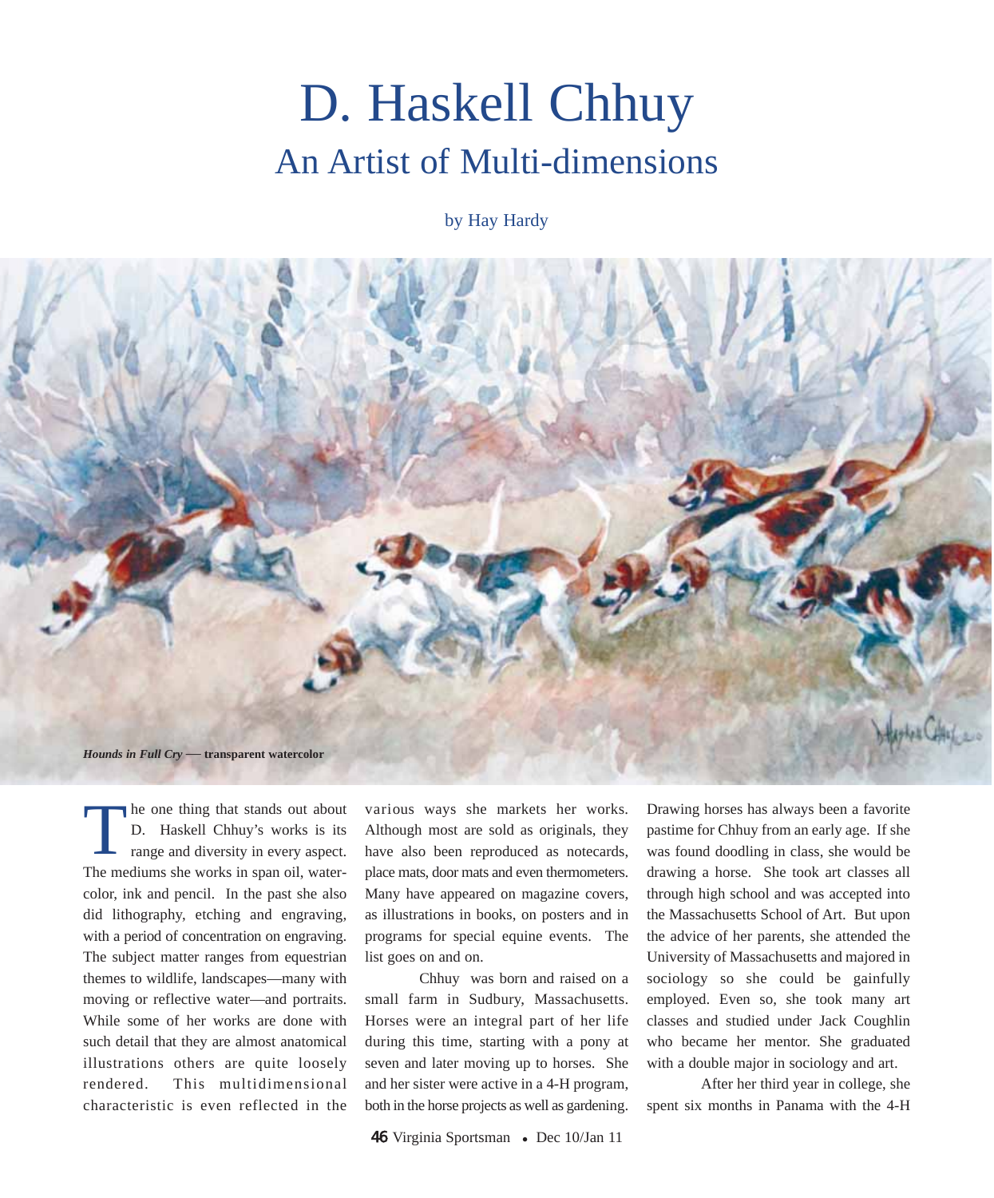# D. Haskell Chhuy

## An Artist of Multi-dimensions

by Hay Hardy

***Hounds in Full Cry*** **— transparent watercolor**

The one thing that stands out about D. Haskell Chhuy's works is its range and diversity in every aspect. The mediums she works in span oil, watercolor, ink and pencil. In the past she also did lithography, etching and engraving, with a period of concentration on engraving. The subject matter ranges from equestrian themes to wildlife, landscapes—many with moving or reflective water—and portraits. While some of her works are done with such detail that they are almost anatomical illustrations others are quite loosely rendered. This multidimensional characteristic is even reflected in the various ways she markets her works. Although most are sold as originals, they have also been reproduced as notecards, place mats, door mats and even thermometers. Many have appeared on magazine covers, as illustrations in books, on posters and in programs for special equine events. The list goes on and on.

Chhuy was born and raised on a small farm in Sudbury, Massachusetts. Horses were an integral part of her life during this time, starting with a pony at seven and later moving up to horses. She and her sister were active in a 4-H program, both in the horse projects as well as gardening. Drawing horses has always been a favorite pastime for Chhuy from an early age. If she was found doodling in class, she would be drawing a horse. She took art classes all through high school and was accepted into the Massachusetts School of Art. But upon the advice of her parents, she attended the University of Massachusetts and majored in sociology so she could be gainfully employed. Even so, she took many art classes and studied under Jack Coughlin who became her mentor. She graduated with a double major in sociology and art.

After her third year in college, she spent six months in Panama with the 4-H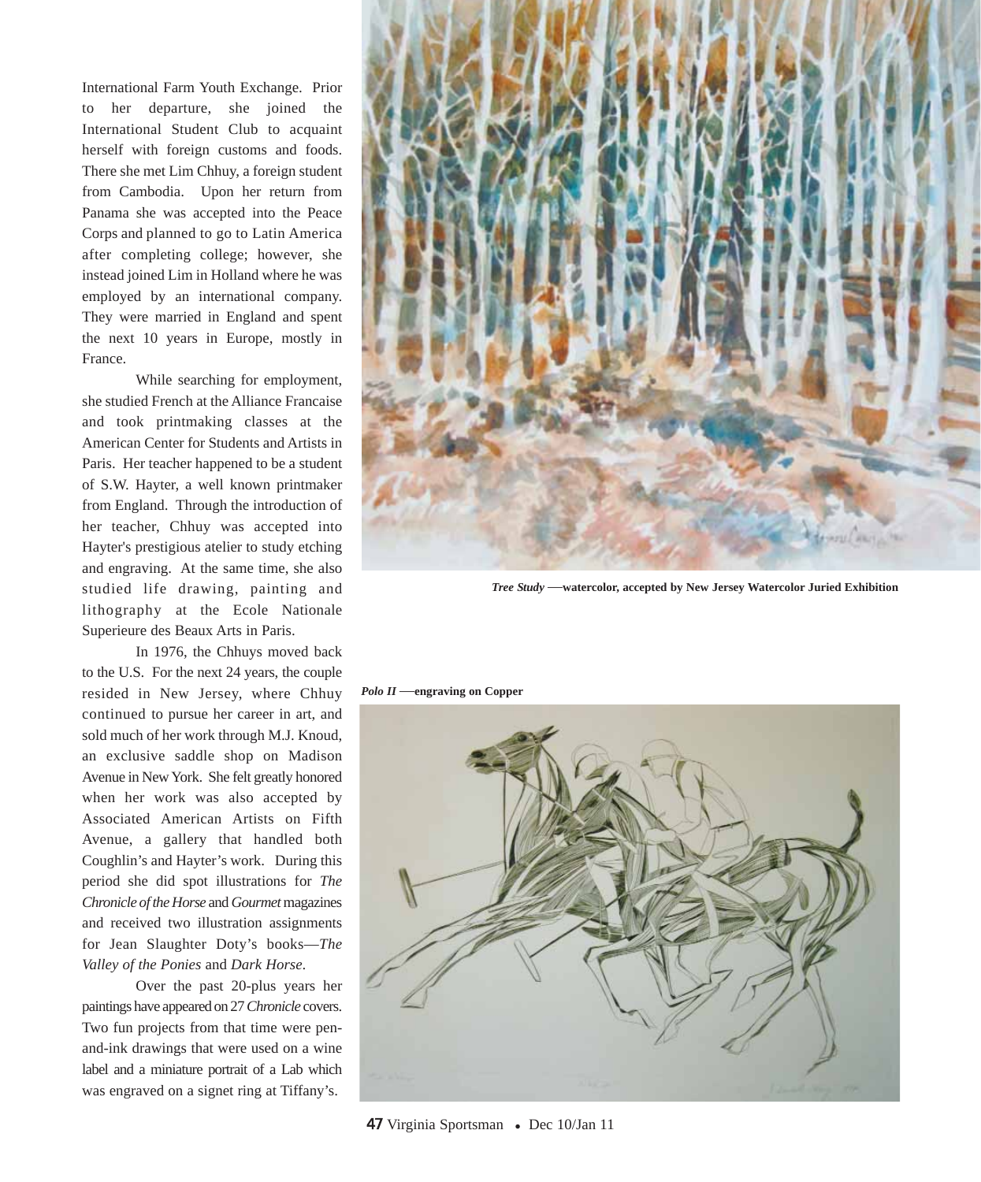International Farm Youth Exchange. Prior to her departure, she joined the International Student Club to acquaint herself with foreign customs and foods. There she met Lim Chhuy, a foreign student from Cambodia. Upon her return from Panama she was accepted into the Peace Corps and planned to go to Latin America after completing college; however, she instead joined Lim in Holland where he was employed by an international company. They were married in England and spent the next 10 years in Europe, mostly in France.

While searching for employment, she studied French at the Alliance Francaise and took printmaking classes at the American Center for Students and Artists in Paris. Her teacher happened to be a student of S.W. Hayter, a well known printmaker from England. Through the introduction of her teacher, Chhuy was accepted into Hayter's prestigious atelier to study etching and engraving. At the same time, she also studied life drawing, painting and lithography at the Ecole Nationale Superieure des Beaux Arts in Paris.

In 1976, the Chhuys moved back to the U.S. For the next 24 years, the couple resided in New Jersey, where Chhuy continued to pursue her career in art, and sold much of her work through M.J. Knoud, an exclusive saddle shop on Madison Avenue in New York. She felt greatly honored when her work was also accepted by Associated American Artists on Fifth Avenue, a gallery that handled both Coughlin's and Hayter's work. During this period she did spot illustrations for *The Chronicle of the Horse* and *Gourmet* magazines and received two illustration assignments for Jean Slaughter Doty's books—*The Valley of the Ponies* and *Dark Horse*.

Over the past 20-plus years her paintings have appeared on 27 *Chronicle* covers. Two fun projects from that time were pen-and-ink drawings that were used on a wine label and a miniature portrait of a Lab which was engraved on a signet ring at Tiffany's.

***Tree Study*** **—watercolor, accepted by New Jersey Watercolor Juried Exhibition**

***Polo II*** **—engraving on Copper**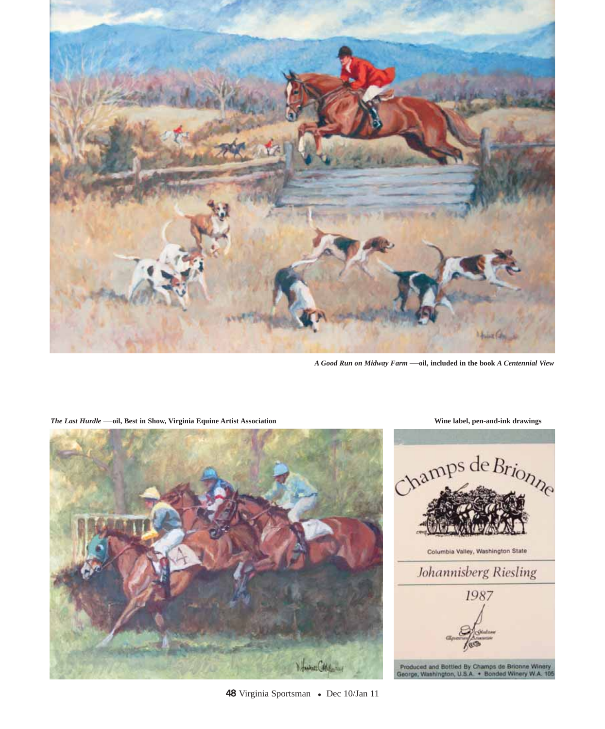*A Good Run on Midway Farm* —oil, included in the book *A Centennial View*

*The Last Hurdle* —oil, Best in Show, Virginia Equine Artist Association

Wine label, pen-and-ink drawings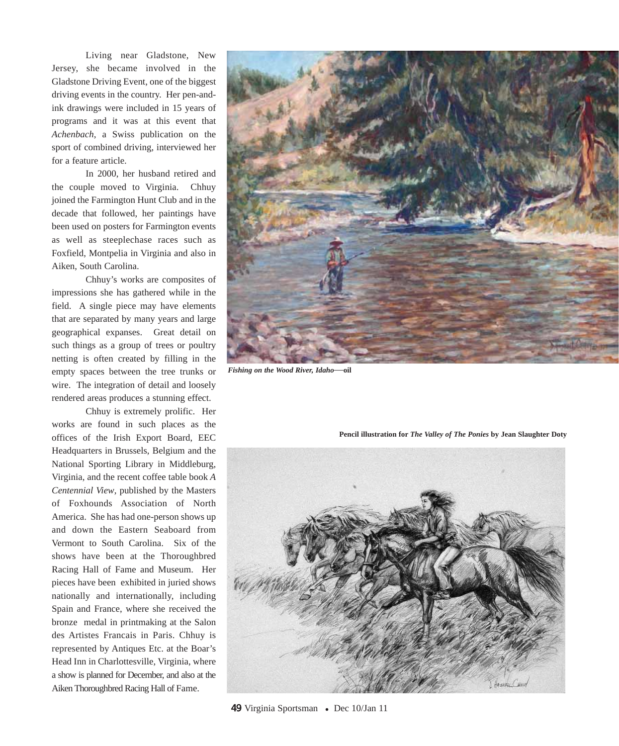Living near Gladstone, New Jersey, she became involved in the Gladstone Driving Event, one of the biggest driving events in the country. Her pen-and-ink drawings were included in 15 years of programs and it was at this event that *Achenbach*, a Swiss publication on the sport of combined driving, interviewed her for a feature article.

In 2000, her husband retired and the couple moved to Virginia. Chhuy joined the Farmington Hunt Club and in the decade that followed, her paintings have been used on posters for Farmington events as well as steeplechase races such as Foxfield, Montpelia in Virginia and also in Aiken, South Carolina.

Chhuy's works are composites of impressions she has gathered while in the field. A single piece may have elements that are separated by many years and large geographical expanses. Great detail on such things as a group of trees or poultry netting is often created by filling in the empty spaces between the tree trunks or wire. The integration of detail and loosely rendered areas produces a stunning effect.

Chhuy is extremely prolific. Her works are found in such places as the offices of the Irish Export Board, EEC Headquarters in Brussels, Belgium and the National Sporting Library in Middleburg, Virginia, and the recent coffee table book *A Centennial View*, published by the Masters of Foxhounds Association of North America. She has had one-person shows up and down the Eastern Seaboard from Vermont to South Carolina. Six of the shows have been at the Thoroughbred Racing Hall of Fame and Museum. Her pieces have been exhibited in juried shows nationally and internationally, including Spain and France, where she received the bronze medal in printmaking at the Salon des Artistes Francais in Paris. Chhuy is represented by Antiques Etc. at the Boar's Head Inn in Charlottesville, Virginia, where a show is planned for December, and also at the Aiken Thoroughbred Racing Hall of Fame.

***Fishing on the Wood River, Idaho*—oil**

**Pencil illustration for *The Valley of The Ponies* by Jean Slaughter Doty**